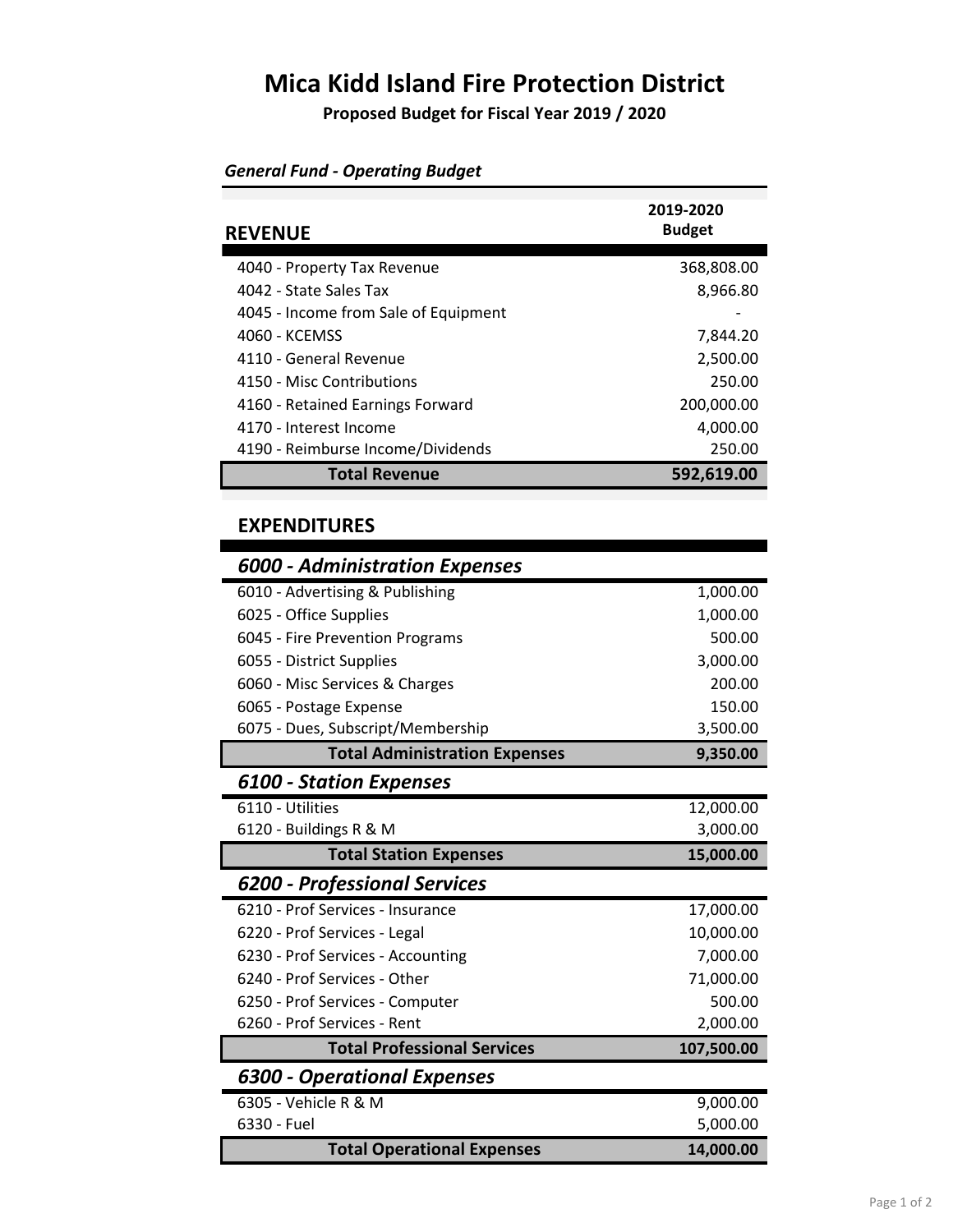# Mica Kidd Island Fire Protection District

**Proposed Budget for Fiscal Year 2019 / 2020**

***General Fund - Operating Budget***

| REVENUE | 2019-2020 Budget |
|---|---|
| 4040 - Property Tax Revenue | 368,808.00 |
| 4042 - State Sales Tax | 8,966.80 |
| 4045 - Income from Sale of Equipment | - |
| 4060 - KCEMSS | 7,844.20 |
| 4110 - General Revenue | 2,500.00 |
| 4150 - Misc Contributions | 250.00 |
| 4160 - Retained Earnings Forward | 200,000.00 |
| 4170 - Interest Income | 4,000.00 |
| 4190 - Reimburse Income/Dividends | 250.00 |
| **Total Revenue** | **592,619.00** |

## EXPENDITURES

| ***6000 - Administration Expenses*** | |
|---|---|
| 6010 - Advertising & Publishing | 1,000.00 |
| 6025 - Office Supplies | 1,000.00 |
| 6045 - Fire Prevention Programs | 500.00 |
| 6055 - District Supplies | 3,000.00 |
| 6060 - Misc Services & Charges | 200.00 |
| 6065 - Postage Expense | 150.00 |
| 6075 - Dues, Subscript/Membership | 3,500.00 |
| **Total Administration Expenses** | **9,350.00** |
| ***6100 - Station Expenses*** | |
| 6110 - Utilities | 12,000.00 |
| 6120 - Buildings R & M | 3,000.00 |
| **Total Station Expenses** | **15,000.00** |
| ***6200 - Professional Services*** | |
| 6210 - Prof Services - Insurance | 17,000.00 |
| 6220 - Prof Services - Legal | 10,000.00 |
| 6230 - Prof Services - Accounting | 7,000.00 |
| 6240 - Prof Services - Other | 71,000.00 |
| 6250 - Prof Services - Computer | 500.00 |
| 6260 - Prof Services - Rent | 2,000.00 |
| **Total Professional Services** | **107,500.00** |
| ***6300 - Operational Expenses*** | |
| 6305 - Vehicle R & M | 9,000.00 |
| 6330 - Fuel | 5,000.00 |
| **Total Operational Expenses** | **14,000.00** |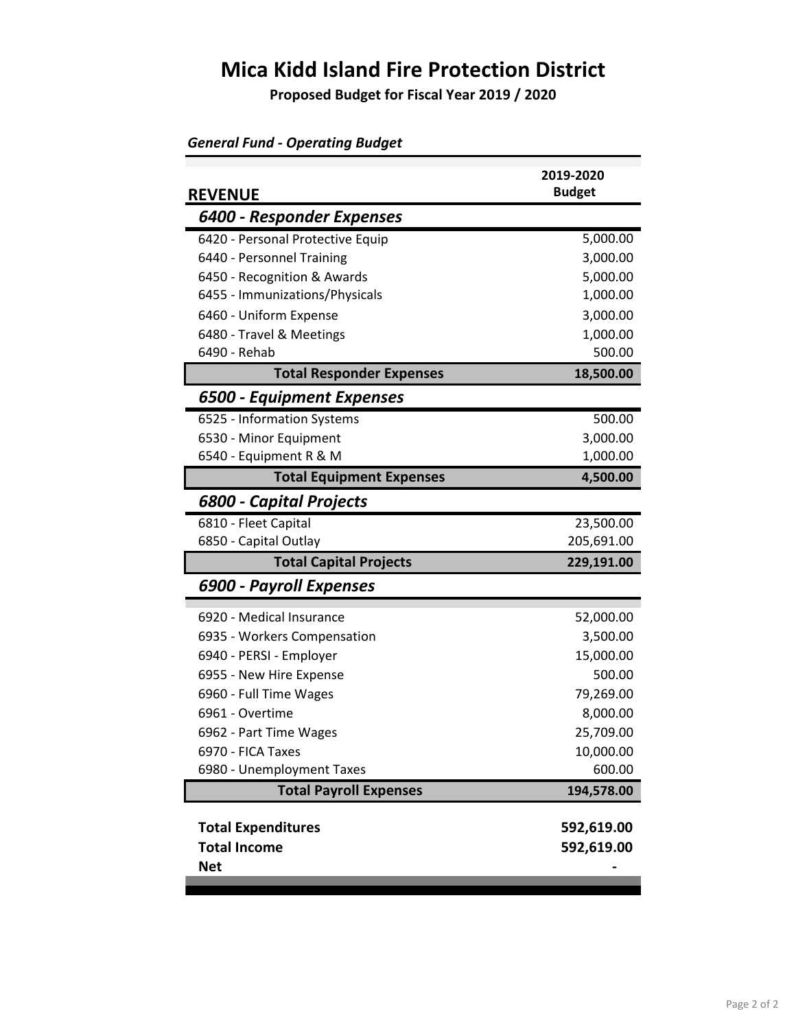# Mica Kidd Island Fire Protection District

**Proposed Budget for Fiscal Year 2019 / 2020**

***General Fund - Operating Budget***

| REVENUE | 2019-2020 Budget |
|---|---|
| ***6400 - Responder Expenses*** | |
| 6420 - Personal Protective Equip | 5,000.00 |
| 6440 - Personnel Training | 3,000.00 |
| 6450 - Recognition & Awards | 5,000.00 |
| 6455 - Immunizations/Physicals | 1,000.00 |
| 6460 - Uniform Expense | 3,000.00 |
| 6480 - Travel & Meetings | 1,000.00 |
| 6490 - Rehab | 500.00 |
| **Total Responder Expenses** | **18,500.00** |
| ***6500 - Equipment Expenses*** | |
| 6525 - Information Systems | 500.00 |
| 6530 - Minor Equipment | 3,000.00 |
| 6540 - Equipment R & M | 1,000.00 |
| **Total Equipment Expenses** | **4,500.00** |
| ***6800 - Capital Projects*** | |
| 6810 - Fleet Capital | 23,500.00 |
| 6850 - Capital Outlay | 205,691.00 |
| **Total Capital Projects** | **229,191.00** |
| ***6900 - Payroll Expenses*** | |
| 6920 - Medical Insurance | 52,000.00 |
| 6935 - Workers Compensation | 3,500.00 |
| 6940 - PERSI - Employer | 15,000.00 |
| 6955 - New Hire Expense | 500.00 |
| 6960 - Full Time Wages | 79,269.00 |
| 6961 - Overtime | 8,000.00 |
| 6962 - Part Time Wages | 25,709.00 |
| 6970 - FICA Taxes | 10,000.00 |
| 6980 - Unemployment Taxes | 600.00 |
| **Total Payroll Expenses** | **194,578.00** |
| **Total Expenditures** | **592,619.00** |
| **Total Income** | **592,619.00** |
| **Net** | - |